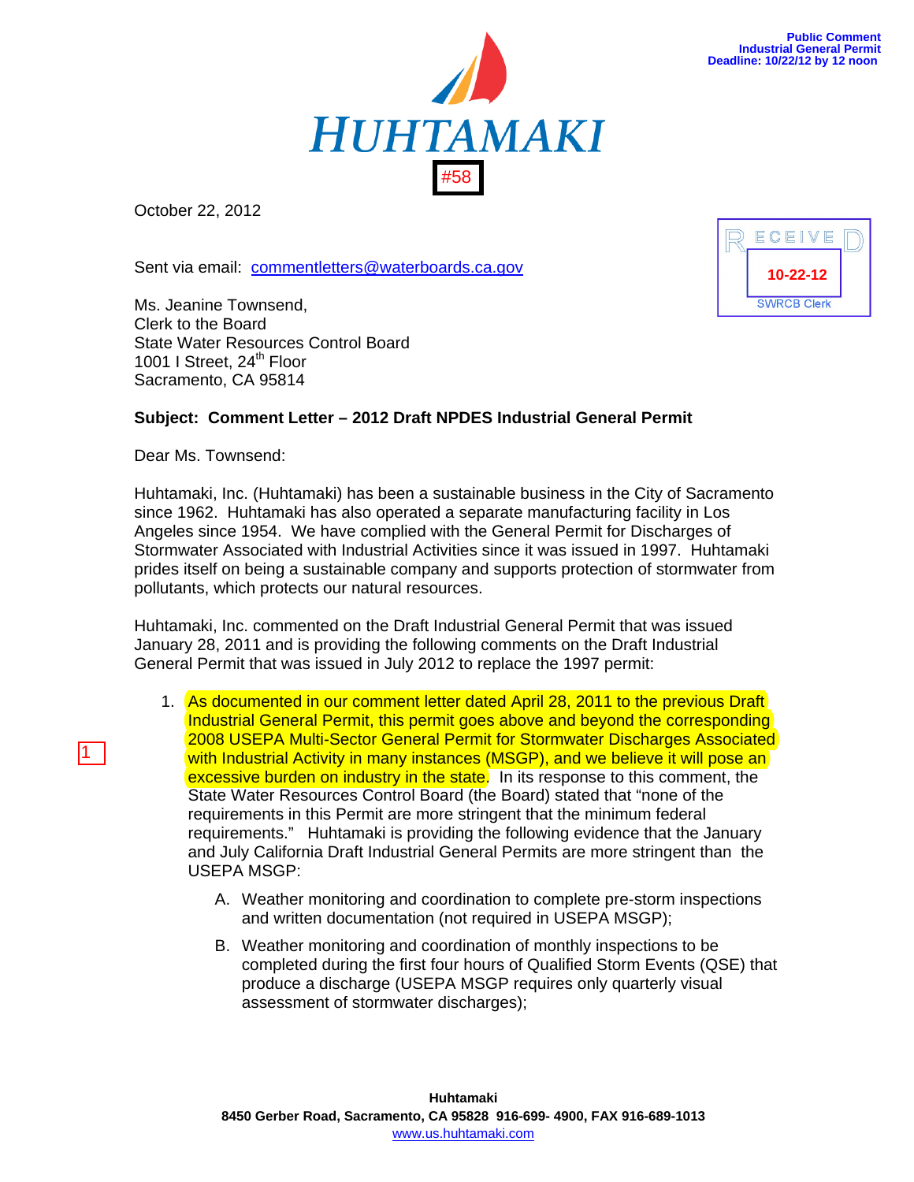Public Comment
Industrial General Permit
Deadline: 10/22/12 by 12 noon

HUHTAMAKI

#58

October 22, 2012

RECEIVED
10-22-12
SWRCB Clerk

Sent via email: commentletters@waterboards.ca.gov

Ms. Jeanine Townsend,
Clerk to the Board
State Water Resources Control Board
1001 I Street, 24th Floor
Sacramento, CA 95814

**Subject: Comment Letter – 2012 Draft NPDES Industrial General Permit**

Dear Ms. Townsend:

Huhtamaki, Inc. (Huhtamaki) has been a sustainable business in the City of Sacramento since 1962. Huhtamaki has also operated a separate manufacturing facility in Los Angeles since 1954. We have complied with the General Permit for Discharges of Stormwater Associated with Industrial Activities since it was issued in 1997. Huhtamaki prides itself on being a sustainable company and supports protection of stormwater from pollutants, which protects our natural resources.

Huhtamaki, Inc. commented on the Draft Industrial General Permit that was issued January 28, 2011 and is providing the following comments on the Draft Industrial General Permit that was issued in July 2012 to replace the 1997 permit:

1

1. As documented in our comment letter dated April 28, 2011 to the previous Draft Industrial General Permit, this permit goes above and beyond the corresponding 2008 USEPA Multi-Sector General Permit for Stormwater Discharges Associated with Industrial Activity in many instances (MSGP), and we believe it will pose an excessive burden on industry in the state. In its response to this comment, the State Water Resources Control Board (the Board) stated that "none of the requirements in this Permit are more stringent that the minimum federal requirements." Huhtamaki is providing the following evidence that the January and July California Draft Industrial General Permits are more stringent than the USEPA MSGP:

   A. Weather monitoring and coordination to complete pre-storm inspections and written documentation (not required in USEPA MSGP);

   B. Weather monitoring and coordination of monthly inspections to be completed during the first four hours of Qualified Storm Events (QSE) that produce a discharge (USEPA MSGP requires only quarterly visual assessment of stormwater discharges);

**Huhtamaki**
**8450 Gerber Road, Sacramento, CA 95828 916-699- 4900, FAX 916-689-1013**
www.us.huhtamaki.com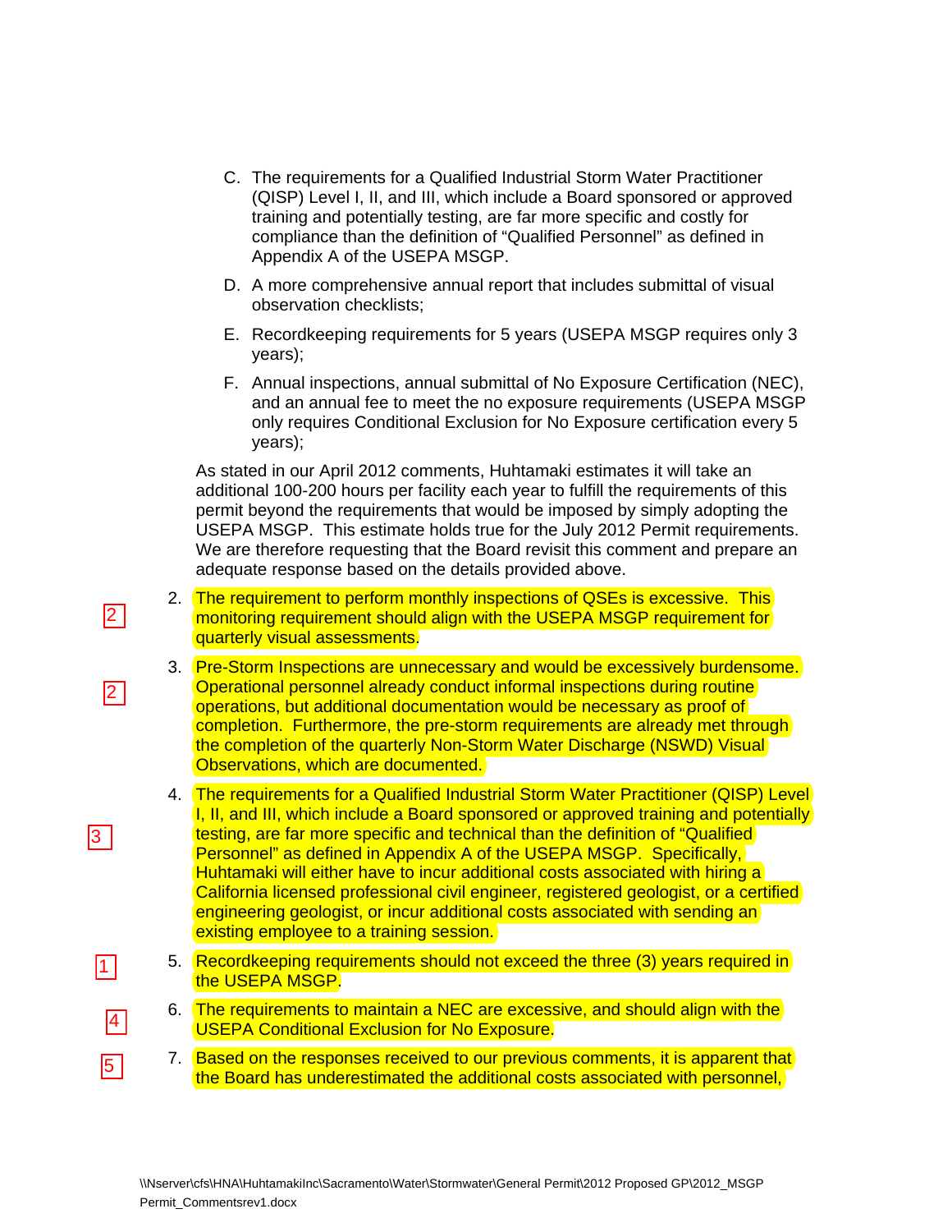C. The requirements for a Qualified Industrial Storm Water Practitioner (QISP) Level I, II, and III, which include a Board sponsored or approved training and potentially testing, are far more specific and costly for compliance than the definition of "Qualified Personnel" as defined in Appendix A of the USEPA MSGP.

D. A more comprehensive annual report that includes submittal of visual observation checklists;

E. Recordkeeping requirements for 5 years (USEPA MSGP requires only 3 years);

F. Annual inspections, annual submittal of No Exposure Certification (NEC), and an annual fee to meet the no exposure requirements (USEPA MSGP only requires Conditional Exclusion for No Exposure certification every 5 years);

As stated in our April 2012 comments, Huhtamaki estimates it will take an additional 100-200 hours per facility each year to fulfill the requirements of this permit beyond the requirements that would be imposed by simply adopting the USEPA MSGP. This estimate holds true for the July 2012 Permit requirements. We are therefore requesting that the Board revisit this comment and prepare an adequate response based on the details provided above.

2 2. The requirement to perform monthly inspections of QSEs is excessive. This monitoring requirement should align with the USEPA MSGP requirement for quarterly visual assessments.

2 3. Pre-Storm Inspections are unnecessary and would be excessively burdensome. Operational personnel already conduct informal inspections during routine operations, but additional documentation would be necessary as proof of completion. Furthermore, the pre-storm requirements are already met through the completion of the quarterly Non-Storm Water Discharge (NSWD) Visual Observations, which are documented.

3 4. The requirements for a Qualified Industrial Storm Water Practitioner (QISP) Level I, II, and III, which include a Board sponsored or approved training and potentially testing, are far more specific and technical than the definition of "Qualified Personnel" as defined in Appendix A of the USEPA MSGP. Specifically, Huhtamaki will either have to incur additional costs associated with hiring a California licensed professional civil engineer, registered geologist, or a certified engineering geologist, or incur additional costs associated with sending an existing employee to a training session.

1 5. Recordkeeping requirements should not exceed the three (3) years required in the USEPA MSGP.

4 6. The requirements to maintain a NEC are excessive, and should align with the USEPA Conditional Exclusion for No Exposure.

5 7. Based on the responses received to our previous comments, it is apparent that the Board has underestimated the additional costs associated with personnel,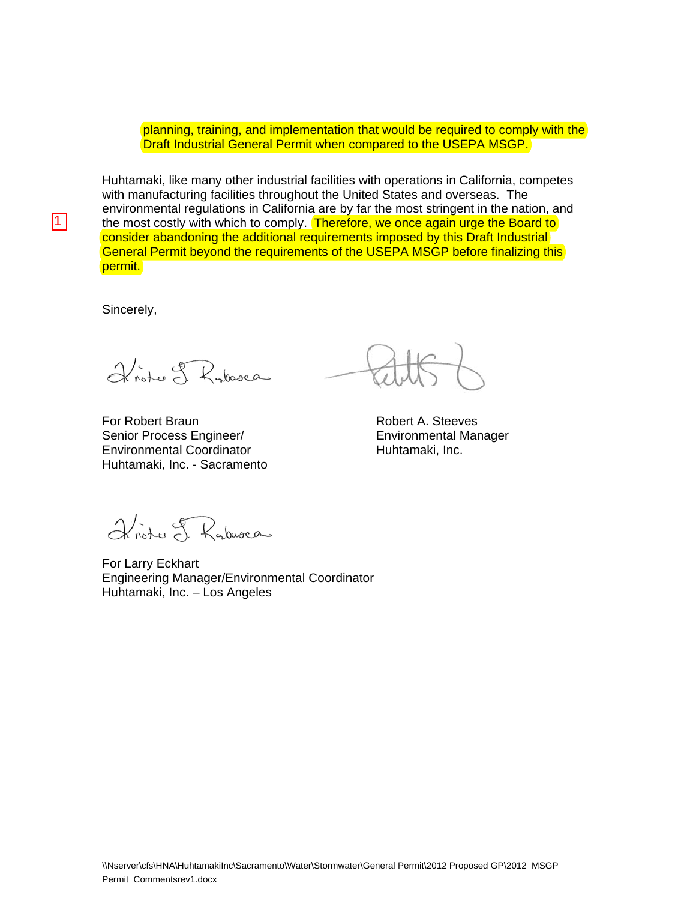planning, training, and implementation that would be required to comply with the Draft Industrial General Permit when compared to the USEPA MSGP.

1

Huhtamaki, like many other industrial facilities with operations in California, competes with manufacturing facilities throughout the United States and overseas. The environmental regulations in California are by far the most stringent in the nation, and the most costly with which to comply. Therefore, we once again urge the Board to consider abandoning the additional requirements imposed by this Draft Industrial General Permit beyond the requirements of the USEPA MSGP before finalizing this permit.

Sincerely,

For Robert Braun
Senior Process Engineer/
Environmental Coordinator
Huhtamaki, Inc. - Sacramento

Robert A. Steeves
Environmental Manager
Huhtamaki, Inc.

For Larry Eckhart
Engineering Manager/Environmental Coordinator
Huhtamaki, Inc. – Los Angeles

\\Nserver\cfs\HNA\HuhtamakiInc\Sacramento\Water\Stormwater\General Permit\2012 Proposed GP\2012_MSGP Permit_Commentsrev1.docx